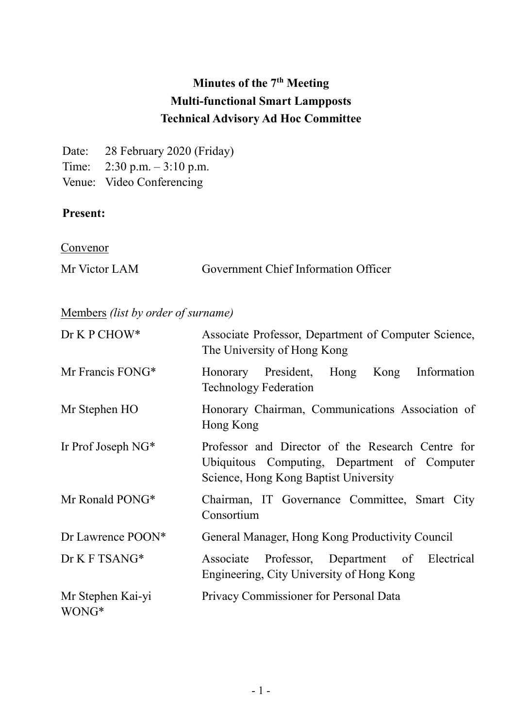# Minutes of the 7th Meeting
# Multi-functional Smart Lampposts
# Technical Advisory Ad Hoc Committee

Date: 28 February 2020 (Friday)
Time: 2:30 p.m. – 3:10 p.m.
Venue: Video Conferencing

**Present:**

Convenor

| | |
|---|---|
| Mr Victor LAM | Government Chief Information Officer |

Members *(list by order of surname)*

| | |
|---|---|
| Dr K P CHOW* | Associate Professor, Department of Computer Science, The University of Hong Kong |
| Mr Francis FONG* | Honorary President, Hong Kong Information Technology Federation |
| Mr Stephen HO | Honorary Chairman, Communications Association of Hong Kong |
| Ir Prof Joseph NG* | Professor and Director of the Research Centre for Ubiquitous Computing, Department of Computer Science, Hong Kong Baptist University |
| Mr Ronald PONG* | Chairman, IT Governance Committee, Smart City Consortium |
| Dr Lawrence POON* | General Manager, Hong Kong Productivity Council |
| Dr K F TSANG* | Associate Professor, Department of Electrical Engineering, City University of Hong Kong |
| Mr Stephen Kai-yi WONG* | Privacy Commissioner for Personal Data |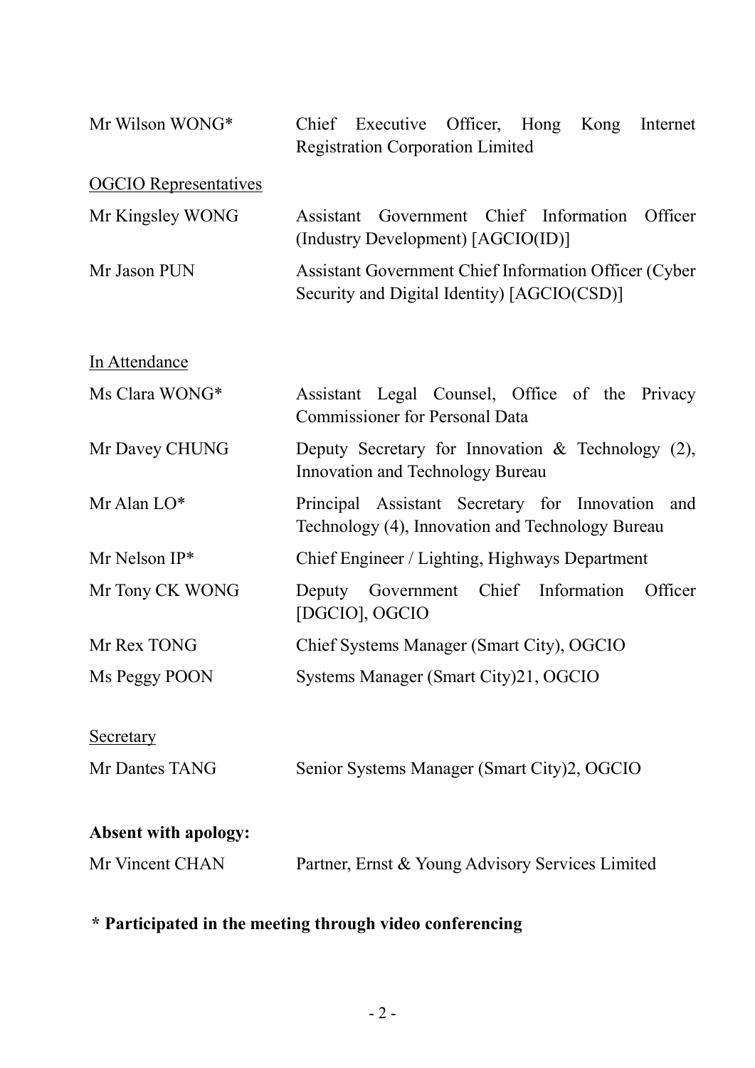| | |
|---|---|
| Mr Wilson WONG* | Chief Executive Officer, Hong Kong Internet Registration Corporation Limited |

OGCIO Representatives

| | |
|---|---|
| Mr Kingsley WONG | Assistant Government Chief Information Officer (Industry Development) [AGCIO(ID)] |
| Mr Jason PUN | Assistant Government Chief Information Officer (Cyber Security and Digital Identity) [AGCIO(CSD)] |

In Attendance

| | |
|---|---|
| Ms Clara WONG* | Assistant Legal Counsel, Office of the Privacy Commissioner for Personal Data |
| Mr Davey CHUNG | Deputy Secretary for Innovation & Technology (2), Innovation and Technology Bureau |
| Mr Alan LO* | Principal Assistant Secretary for Innovation and Technology (4), Innovation and Technology Bureau |
| Mr Nelson IP* | Chief Engineer / Lighting, Highways Department |
| Mr Tony CK WONG | Deputy Government Chief Information Officer [DGCIO], OGCIO |
| Mr Rex TONG | Chief Systems Manager (Smart City), OGCIO |
| Ms Peggy POON | Systems Manager (Smart City)21, OGCIO |

Secretary

| | |
|---|---|
| Mr Dantes TANG | Senior Systems Manager (Smart City)2, OGCIO |

**Absent with apology:**

| | |
|---|---|
| Mr Vincent CHAN | Partner, Ernst & Young Advisory Services Limited |

**\* Participated in the meeting through video conferencing**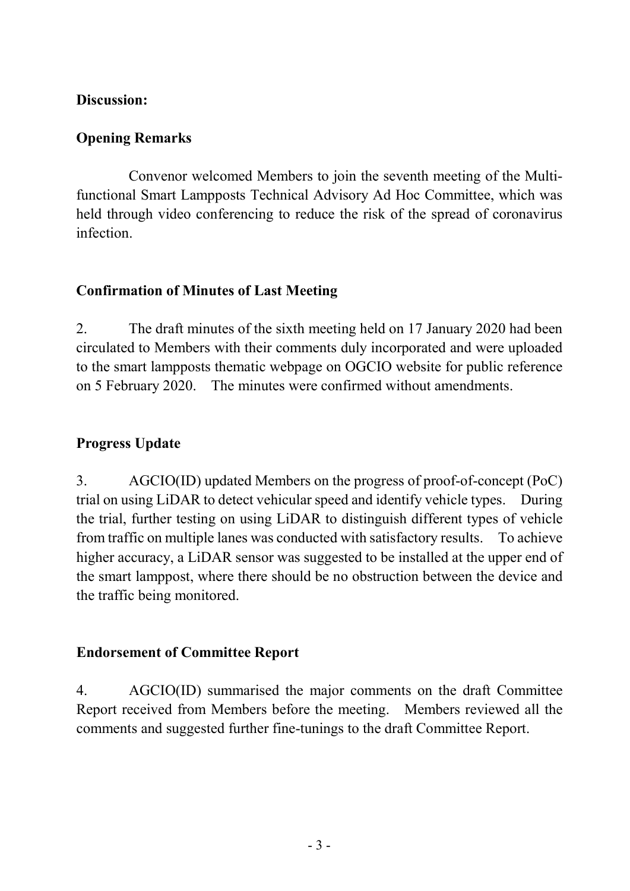**Discussion:**

**Opening Remarks**

Convenor welcomed Members to join the seventh meeting of the Multi-functional Smart Lampposts Technical Advisory Ad Hoc Committee, which was held through video conferencing to reduce the risk of the spread of coronavirus infection.

**Confirmation of Minutes of Last Meeting**

2. The draft minutes of the sixth meeting held on 17 January 2020 had been circulated to Members with their comments duly incorporated and were uploaded to the smart lampposts thematic webpage on OGCIO website for public reference on 5 February 2020. The minutes were confirmed without amendments.

**Progress Update**

3. AGCIO(ID) updated Members on the progress of proof-of-concept (PoC) trial on using LiDAR to detect vehicular speed and identify vehicle types. During the trial, further testing on using LiDAR to distinguish different types of vehicle from traffic on multiple lanes was conducted with satisfactory results. To achieve higher accuracy, a LiDAR sensor was suggested to be installed at the upper end of the smart lamppost, where there should be no obstruction between the device and the traffic being monitored.

**Endorsement of Committee Report**

4. AGCIO(ID) summarised the major comments on the draft Committee Report received from Members before the meeting. Members reviewed all the comments and suggested further fine-tunings to the draft Committee Report.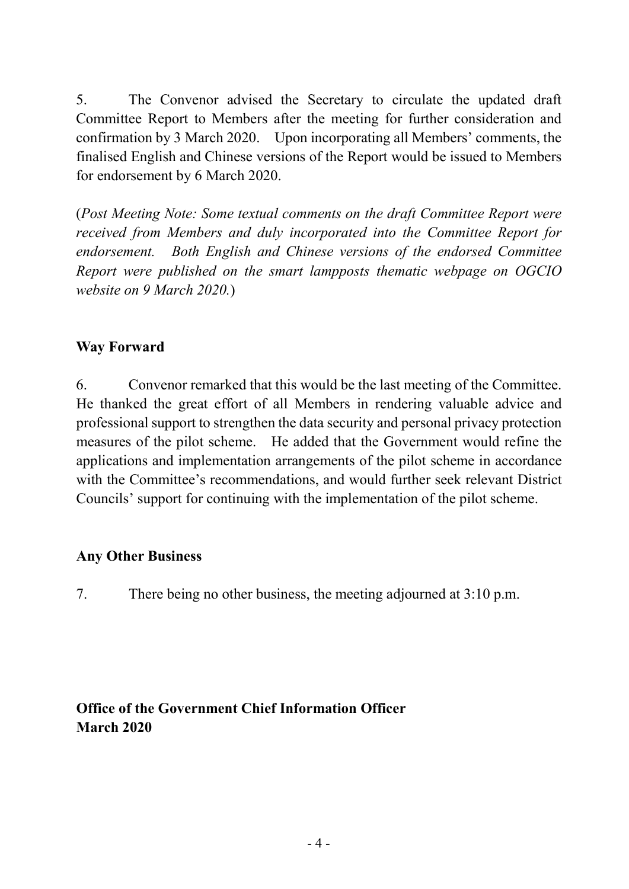5. The Convenor advised the Secretary to circulate the updated draft Committee Report to Members after the meeting for further consideration and confirmation by 3 March 2020. Upon incorporating all Members' comments, the finalised English and Chinese versions of the Report would be issued to Members for endorsement by 6 March 2020.

(*Post Meeting Note: Some textual comments on the draft Committee Report were received from Members and duly incorporated into the Committee Report for endorsement. Both English and Chinese versions of the endorsed Committee Report were published on the smart lampposts thematic webpage on OGCIO website on 9 March 2020.*)

**Way Forward**

6. Convenor remarked that this would be the last meeting of the Committee. He thanked the great effort of all Members in rendering valuable advice and professional support to strengthen the data security and personal privacy protection measures of the pilot scheme. He added that the Government would refine the applications and implementation arrangements of the pilot scheme in accordance with the Committee's recommendations, and would further seek relevant District Councils' support for continuing with the implementation of the pilot scheme.

**Any Other Business**

7. There being no other business, the meeting adjourned at 3:10 p.m.

**Office of the Government Chief Information Officer**
**March 2020**